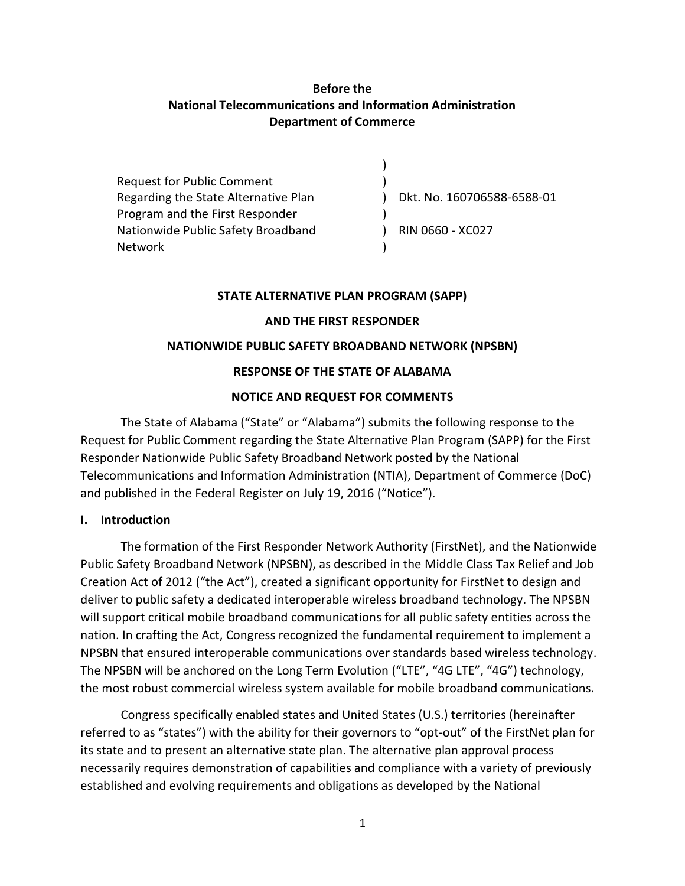**Before the**
**National Telecommunications and Information Administration**
**Department of Commerce**

| | | |
|---|---|---|
| Request for Public Comment | ) | |
| Regarding the State Alternative Plan | ) | Dkt. No. 160706588-6588-01 |
| Program and the First Responder | ) | |
| Nationwide Public Safety Broadband | ) | RIN 0660 - XC027 |
| Network | ) | |

**STATE ALTERNATIVE PLAN PROGRAM (SAPP)**

**AND THE FIRST RESPONDER**

**NATIONWIDE PUBLIC SAFETY BROADBAND NETWORK (NPSBN)**

**RESPONSE OF THE STATE OF ALABAMA**

**NOTICE AND REQUEST FOR COMMENTS**

The State of Alabama ("State" or "Alabama") submits the following response to the Request for Public Comment regarding the State Alternative Plan Program (SAPP) for the First Responder Nationwide Public Safety Broadband Network posted by the National Telecommunications and Information Administration (NTIA), Department of Commerce (DoC) and published in the Federal Register on July 19, 2016 ("Notice").

## I. Introduction

The formation of the First Responder Network Authority (FirstNet), and the Nationwide Public Safety Broadband Network (NPSBN), as described in the Middle Class Tax Relief and Job Creation Act of 2012 ("the Act"), created a significant opportunity for FirstNet to design and deliver to public safety a dedicated interoperable wireless broadband technology. The NPSBN will support critical mobile broadband communications for all public safety entities across the nation. In crafting the Act, Congress recognized the fundamental requirement to implement a NPSBN that ensured interoperable communications over standards based wireless technology. The NPSBN will be anchored on the Long Term Evolution ("LTE", "4G LTE", "4G") technology, the most robust commercial wireless system available for mobile broadband communications.

Congress specifically enabled states and United States (U.S.) territories (hereinafter referred to as "states") with the ability for their governors to "opt-out" of the FirstNet plan for its state and to present an alternative state plan. The alternative plan approval process necessarily requires demonstration of capabilities and compliance with a variety of previously established and evolving requirements and obligations as developed by the National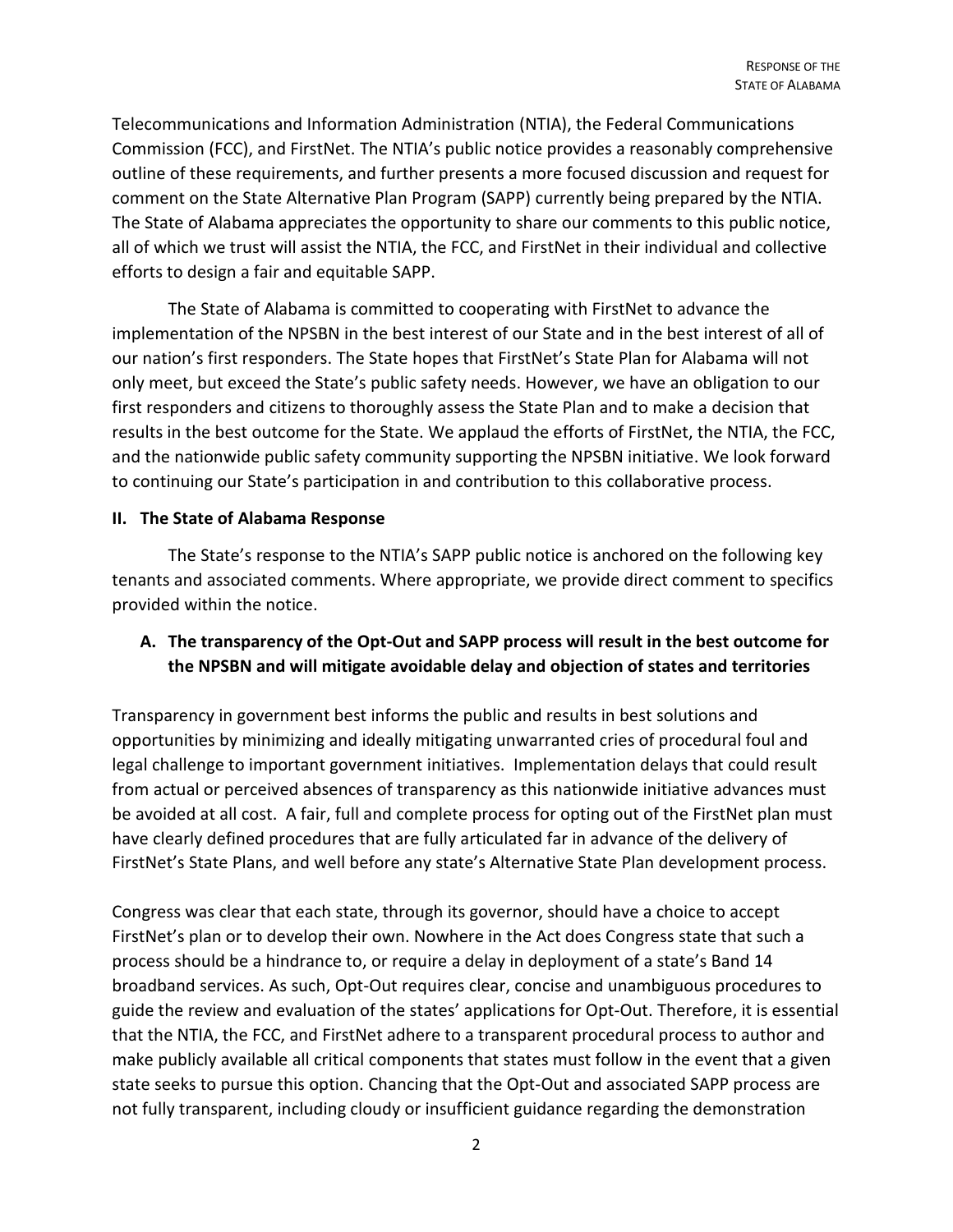Telecommunications and Information Administration (NTIA), the Federal Communications Commission (FCC), and FirstNet. The NTIA's public notice provides a reasonably comprehensive outline of these requirements, and further presents a more focused discussion and request for comment on the State Alternative Plan Program (SAPP) currently being prepared by the NTIA. The State of Alabama appreciates the opportunity to share our comments to this public notice, all of which we trust will assist the NTIA, the FCC, and FirstNet in their individual and collective efforts to design a fair and equitable SAPP.

The State of Alabama is committed to cooperating with FirstNet to advance the implementation of the NPSBN in the best interest of our State and in the best interest of all of our nation's first responders. The State hopes that FirstNet's State Plan for Alabama will not only meet, but exceed the State's public safety needs. However, we have an obligation to our first responders and citizens to thoroughly assess the State Plan and to make a decision that results in the best outcome for the State. We applaud the efforts of FirstNet, the NTIA, the FCC, and the nationwide public safety community supporting the NPSBN initiative. We look forward to continuing our State's participation in and contribution to this collaborative process.

## II. The State of Alabama Response

The State's response to the NTIA's SAPP public notice is anchored on the following key tenants and associated comments. Where appropriate, we provide direct comment to specifics provided within the notice.

### A. The transparency of the Opt-Out and SAPP process will result in the best outcome for the NPSBN and will mitigate avoidable delay and objection of states and territories

Transparency in government best informs the public and results in best solutions and opportunities by minimizing and ideally mitigating unwarranted cries of procedural foul and legal challenge to important government initiatives. Implementation delays that could result from actual or perceived absences of transparency as this nationwide initiative advances must be avoided at all cost. A fair, full and complete process for opting out of the FirstNet plan must have clearly defined procedures that are fully articulated far in advance of the delivery of FirstNet's State Plans, and well before any state's Alternative State Plan development process.

Congress was clear that each state, through its governor, should have a choice to accept FirstNet's plan or to develop their own. Nowhere in the Act does Congress state that such a process should be a hindrance to, or require a delay in deployment of a state's Band 14 broadband services. As such, Opt-Out requires clear, concise and unambiguous procedures to guide the review and evaluation of the states' applications for Opt-Out. Therefore, it is essential that the NTIA, the FCC, and FirstNet adhere to a transparent procedural process to author and make publicly available all critical components that states must follow in the event that a given state seeks to pursue this option. Chancing that the Opt-Out and associated SAPP process are not fully transparent, including cloudy or insufficient guidance regarding the demonstration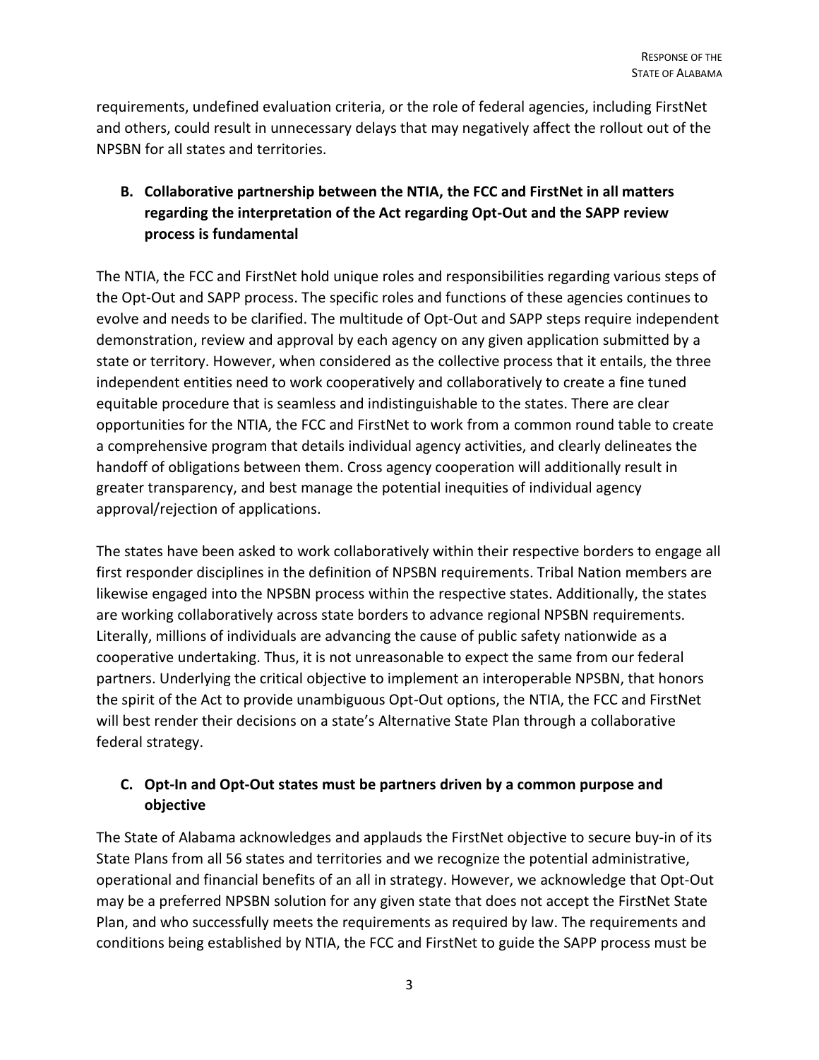requirements, undefined evaluation criteria, or the role of federal agencies, including FirstNet and others, could result in unnecessary delays that may negatively affect the rollout out of the NPSBN for all states and territories.

### B. Collaborative partnership between the NTIA, the FCC and FirstNet in all matters regarding the interpretation of the Act regarding Opt-Out and the SAPP review process is fundamental

The NTIA, the FCC and FirstNet hold unique roles and responsibilities regarding various steps of the Opt-Out and SAPP process. The specific roles and functions of these agencies continues to evolve and needs to be clarified. The multitude of Opt-Out and SAPP steps require independent demonstration, review and approval by each agency on any given application submitted by a state or territory. However, when considered as the collective process that it entails, the three independent entities need to work cooperatively and collaboratively to create a fine tuned equitable procedure that is seamless and indistinguishable to the states. There are clear opportunities for the NTIA, the FCC and FirstNet to work from a common round table to create a comprehensive program that details individual agency activities, and clearly delineates the handoff of obligations between them. Cross agency cooperation will additionally result in greater transparency, and best manage the potential inequities of individual agency approval/rejection of applications.

The states have been asked to work collaboratively within their respective borders to engage all first responder disciplines in the definition of NPSBN requirements. Tribal Nation members are likewise engaged into the NPSBN process within the respective states. Additionally, the states are working collaboratively across state borders to advance regional NPSBN requirements. Literally, millions of individuals are advancing the cause of public safety nationwide as a cooperative undertaking. Thus, it is not unreasonable to expect the same from our federal partners. Underlying the critical objective to implement an interoperable NPSBN, that honors the spirit of the Act to provide unambiguous Opt-Out options, the NTIA, the FCC and FirstNet will best render their decisions on a state's Alternative State Plan through a collaborative federal strategy.

### C. Opt-In and Opt-Out states must be partners driven by a common purpose and objective

The State of Alabama acknowledges and applauds the FirstNet objective to secure buy-in of its State Plans from all 56 states and territories and we recognize the potential administrative, operational and financial benefits of an all in strategy. However, we acknowledge that Opt-Out may be a preferred NPSBN solution for any given state that does not accept the FirstNet State Plan, and who successfully meets the requirements as required by law. The requirements and conditions being established by NTIA, the FCC and FirstNet to guide the SAPP process must be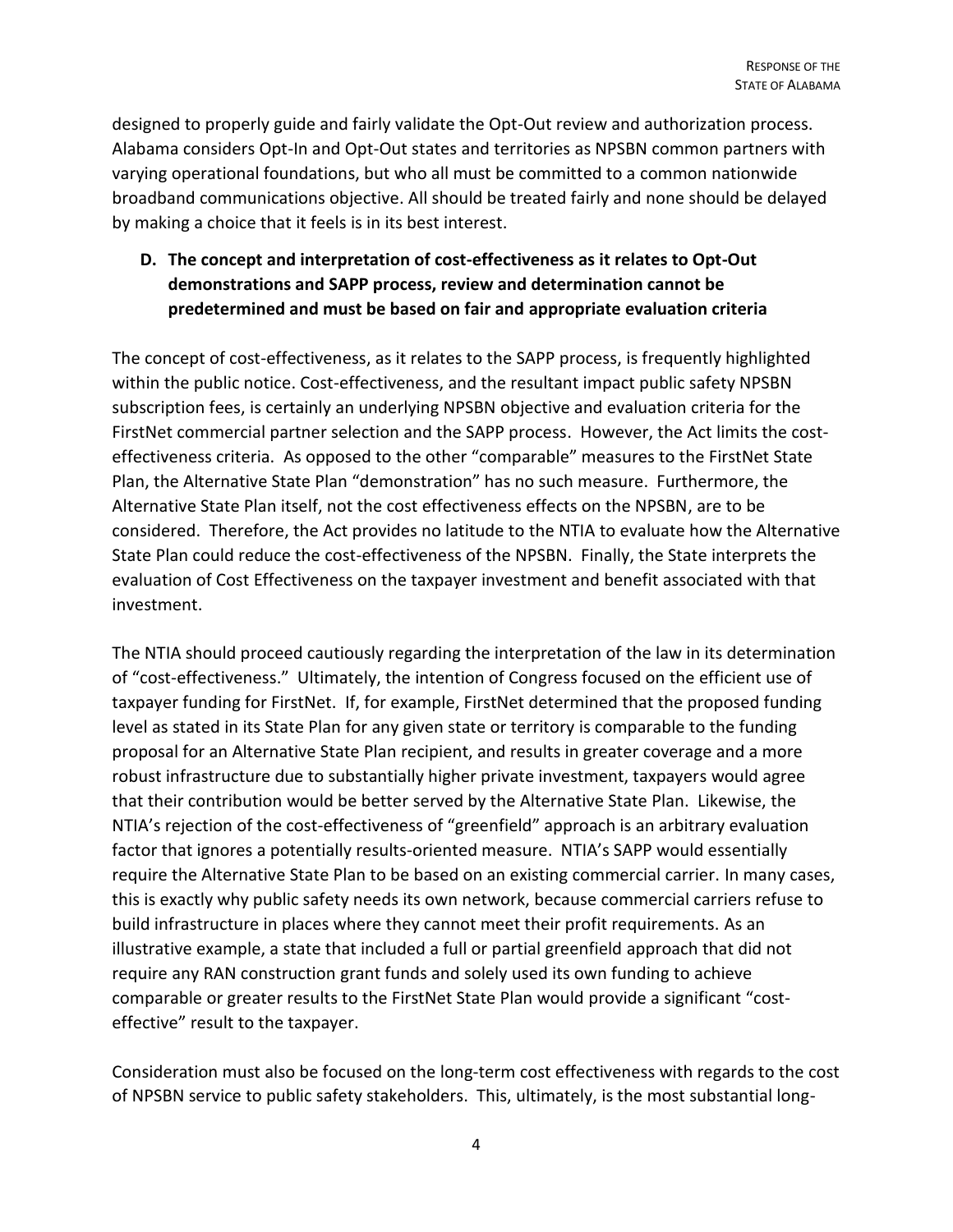designed to properly guide and fairly validate the Opt-Out review and authorization process. Alabama considers Opt-In and Opt-Out states and territories as NPSBN common partners with varying operational foundations, but who all must be committed to a common nationwide broadband communications objective. All should be treated fairly and none should be delayed by making a choice that it feels is in its best interest.

**D. The concept and interpretation of cost-effectiveness as it relates to Opt-Out demonstrations and SAPP process, review and determination cannot be predetermined and must be based on fair and appropriate evaluation criteria**

The concept of cost-effectiveness, as it relates to the SAPP process, is frequently highlighted within the public notice. Cost-effectiveness, and the resultant impact public safety NPSBN subscription fees, is certainly an underlying NPSBN objective and evaluation criteria for the FirstNet commercial partner selection and the SAPP process. However, the Act limits the cost-effectiveness criteria. As opposed to the other "comparable" measures to the FirstNet State Plan, the Alternative State Plan "demonstration" has no such measure. Furthermore, the Alternative State Plan itself, not the cost effectiveness effects on the NPSBN, are to be considered. Therefore, the Act provides no latitude to the NTIA to evaluate how the Alternative State Plan could reduce the cost-effectiveness of the NPSBN. Finally, the State interprets the evaluation of Cost Effectiveness on the taxpayer investment and benefit associated with that investment.

The NTIA should proceed cautiously regarding the interpretation of the law in its determination of "cost-effectiveness." Ultimately, the intention of Congress focused on the efficient use of taxpayer funding for FirstNet. If, for example, FirstNet determined that the proposed funding level as stated in its State Plan for any given state or territory is comparable to the funding proposal for an Alternative State Plan recipient, and results in greater coverage and a more robust infrastructure due to substantially higher private investment, taxpayers would agree that their contribution would be better served by the Alternative State Plan. Likewise, the NTIA's rejection of the cost-effectiveness of "greenfield" approach is an arbitrary evaluation factor that ignores a potentially results-oriented measure. NTIA's SAPP would essentially require the Alternative State Plan to be based on an existing commercial carrier. In many cases, this is exactly why public safety needs its own network, because commercial carriers refuse to build infrastructure in places where they cannot meet their profit requirements. As an illustrative example, a state that included a full or partial greenfield approach that did not require any RAN construction grant funds and solely used its own funding to achieve comparable or greater results to the FirstNet State Plan would provide a significant "cost-effective" result to the taxpayer.

Consideration must also be focused on the long-term cost effectiveness with regards to the cost of NPSBN service to public safety stakeholders. This, ultimately, is the most substantial long-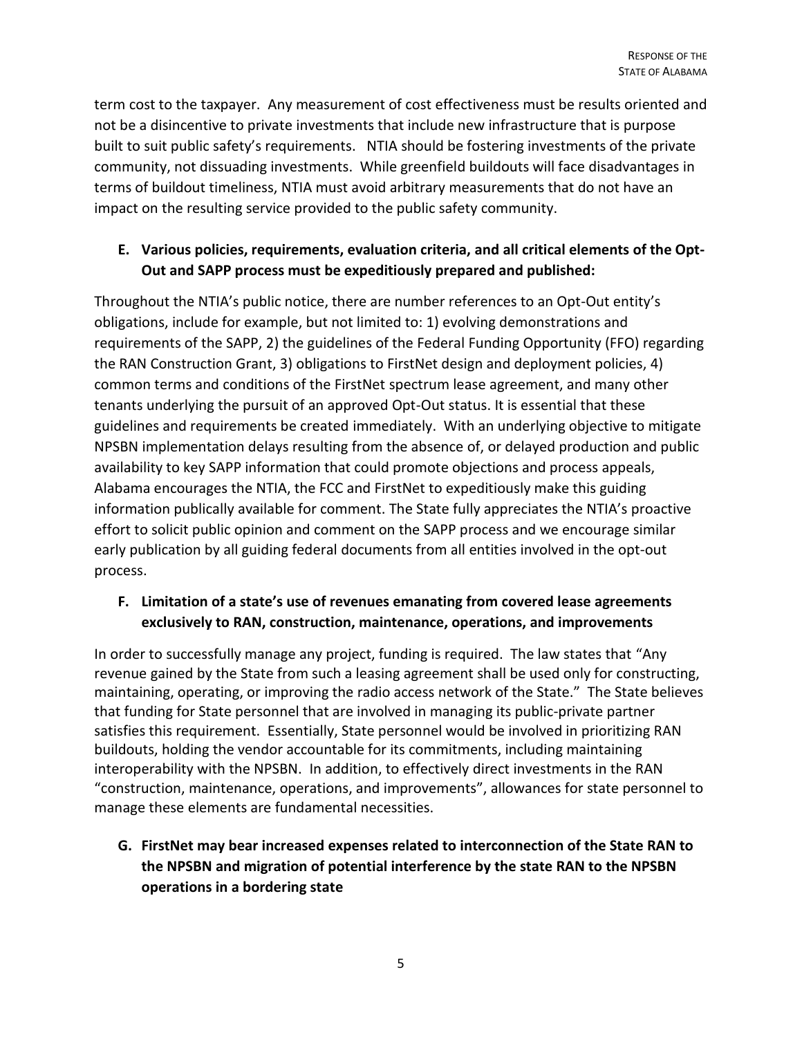term cost to the taxpayer. Any measurement of cost effectiveness must be results oriented and not be a disincentive to private investments that include new infrastructure that is purpose built to suit public safety's requirements. NTIA should be fostering investments of the private community, not dissuading investments. While greenfield buildouts will face disadvantages in terms of buildout timeliness, NTIA must avoid arbitrary measurements that do not have an impact on the resulting service provided to the public safety community.

**E. Various policies, requirements, evaluation criteria, and all critical elements of the Opt-Out and SAPP process must be expeditiously prepared and published:**

Throughout the NTIA's public notice, there are number references to an Opt-Out entity's obligations, include for example, but not limited to: 1) evolving demonstrations and requirements of the SAPP, 2) the guidelines of the Federal Funding Opportunity (FFO) regarding the RAN Construction Grant, 3) obligations to FirstNet design and deployment policies, 4) common terms and conditions of the FirstNet spectrum lease agreement, and many other tenants underlying the pursuit of an approved Opt-Out status. It is essential that these guidelines and requirements be created immediately. With an underlying objective to mitigate NPSBN implementation delays resulting from the absence of, or delayed production and public availability to key SAPP information that could promote objections and process appeals, Alabama encourages the NTIA, the FCC and FirstNet to expeditiously make this guiding information publically available for comment. The State fully appreciates the NTIA's proactive effort to solicit public opinion and comment on the SAPP process and we encourage similar early publication by all guiding federal documents from all entities involved in the opt-out process.

**F. Limitation of a state's use of revenues emanating from covered lease agreements exclusively to RAN, construction, maintenance, operations, and improvements**

In order to successfully manage any project, funding is required. The law states that "Any revenue gained by the State from such a leasing agreement shall be used only for constructing, maintaining, operating, or improving the radio access network of the State." The State believes that funding for State personnel that are involved in managing its public-private partner satisfies this requirement. Essentially, State personnel would be involved in prioritizing RAN buildouts, holding the vendor accountable for its commitments, including maintaining interoperability with the NPSBN. In addition, to effectively direct investments in the RAN "construction, maintenance, operations, and improvements", allowances for state personnel to manage these elements are fundamental necessities.

**G. FirstNet may bear increased expenses related to interconnection of the State RAN to the NPSBN and migration of potential interference by the state RAN to the NPSBN operations in a bordering state**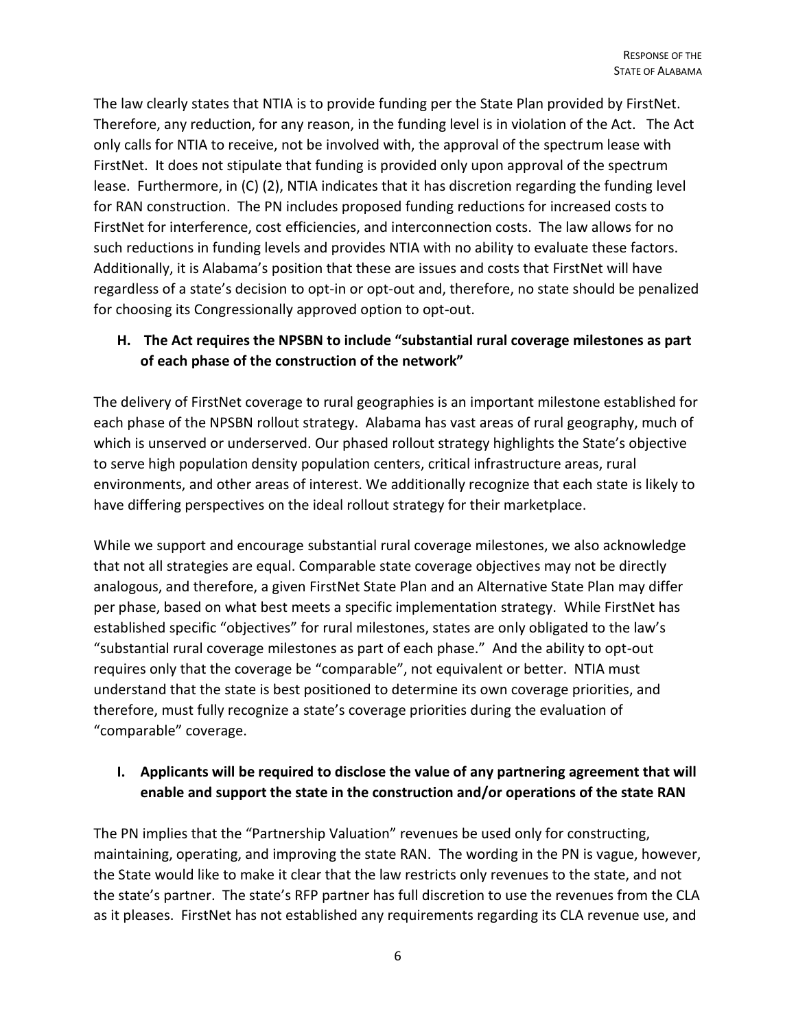The law clearly states that NTIA is to provide funding per the State Plan provided by FirstNet. Therefore, any reduction, for any reason, in the funding level is in violation of the Act. The Act only calls for NTIA to receive, not be involved with, the approval of the spectrum lease with FirstNet. It does not stipulate that funding is provided only upon approval of the spectrum lease. Furthermore, in (C) (2), NTIA indicates that it has discretion regarding the funding level for RAN construction. The PN includes proposed funding reductions for increased costs to FirstNet for interference, cost efficiencies, and interconnection costs. The law allows for no such reductions in funding levels and provides NTIA with no ability to evaluate these factors. Additionally, it is Alabama's position that these are issues and costs that FirstNet will have regardless of a state's decision to opt-in or opt-out and, therefore, no state should be penalized for choosing its Congressionally approved option to opt-out.

### H. The Act requires the NPSBN to include "substantial rural coverage milestones as part of each phase of the construction of the network"

The delivery of FirstNet coverage to rural geographies is an important milestone established for each phase of the NPSBN rollout strategy. Alabama has vast areas of rural geography, much of which is unserved or underserved. Our phased rollout strategy highlights the State's objective to serve high population density population centers, critical infrastructure areas, rural environments, and other areas of interest. We additionally recognize that each state is likely to have differing perspectives on the ideal rollout strategy for their marketplace.

While we support and encourage substantial rural coverage milestones, we also acknowledge that not all strategies are equal. Comparable state coverage objectives may not be directly analogous, and therefore, a given FirstNet State Plan and an Alternative State Plan may differ per phase, based on what best meets a specific implementation strategy. While FirstNet has established specific "objectives" for rural milestones, states are only obligated to the law's "substantial rural coverage milestones as part of each phase." And the ability to opt-out requires only that the coverage be "comparable", not equivalent or better. NTIA must understand that the state is best positioned to determine its own coverage priorities, and therefore, must fully recognize a state's coverage priorities during the evaluation of "comparable" coverage.

### I. Applicants will be required to disclose the value of any partnering agreement that will enable and support the state in the construction and/or operations of the state RAN

The PN implies that the "Partnership Valuation" revenues be used only for constructing, maintaining, operating, and improving the state RAN. The wording in the PN is vague, however, the State would like to make it clear that the law restricts only revenues to the state, and not the state's partner. The state's RFP partner has full discretion to use the revenues from the CLA as it pleases. FirstNet has not established any requirements regarding its CLA revenue use, and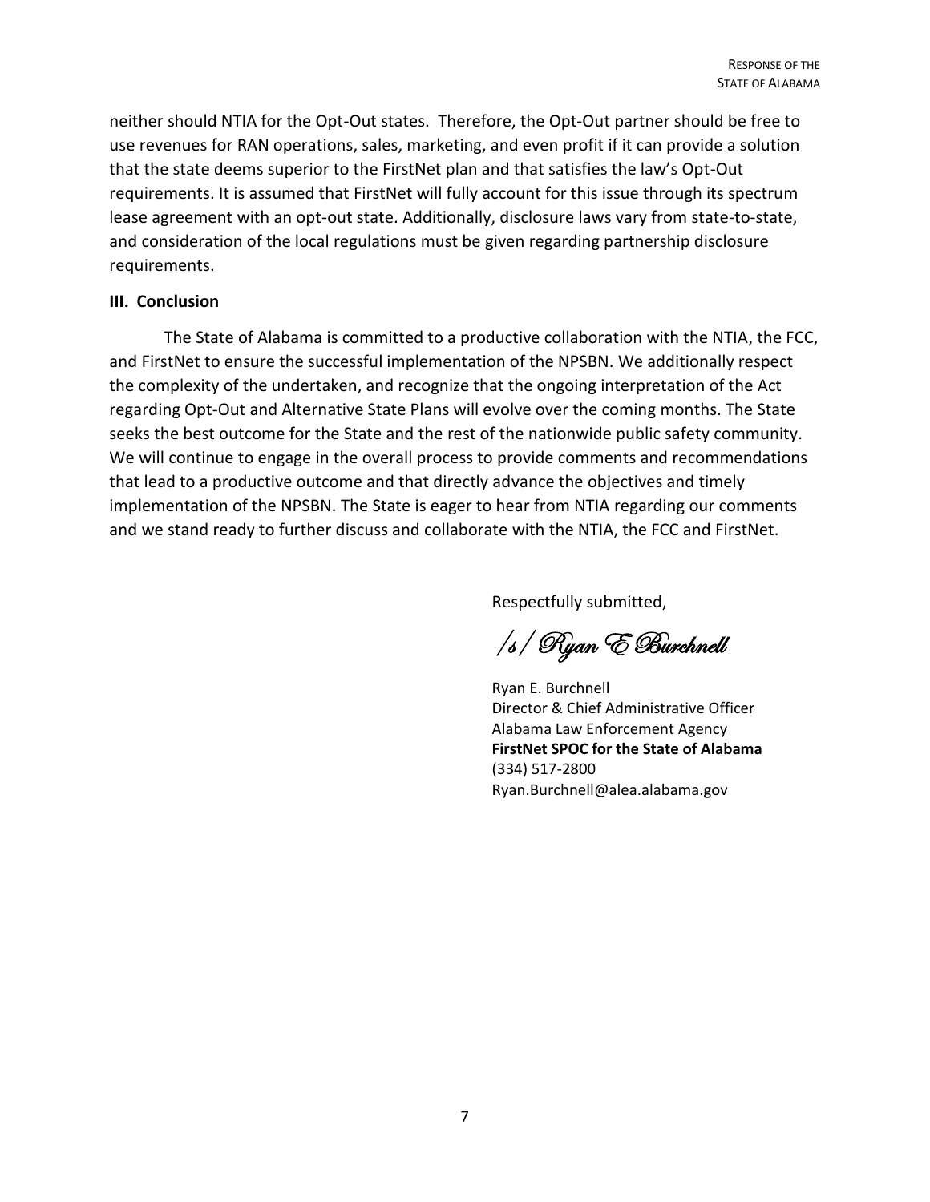neither should NTIA for the Opt-Out states. Therefore, the Opt-Out partner should be free to use revenues for RAN operations, sales, marketing, and even profit if it can provide a solution that the state deems superior to the FirstNet plan and that satisfies the law's Opt-Out requirements. It is assumed that FirstNet will fully account for this issue through its spectrum lease agreement with an opt-out state. Additionally, disclosure laws vary from state-to-state, and consideration of the local regulations must be given regarding partnership disclosure requirements.

**III. Conclusion**

The State of Alabama is committed to a productive collaboration with the NTIA, the FCC, and FirstNet to ensure the successful implementation of the NPSBN. We additionally respect the complexity of the undertaken, and recognize that the ongoing interpretation of the Act regarding Opt-Out and Alternative State Plans will evolve over the coming months. The State seeks the best outcome for the State and the rest of the nationwide public safety community. We will continue to engage in the overall process to provide comments and recommendations that lead to a productive outcome and that directly advance the objectives and timely implementation of the NPSBN. The State is eager to hear from NTIA regarding our comments and we stand ready to further discuss and collaborate with the NTIA, the FCC and FirstNet.

Respectfully submitted,

*/s/ Ryan E Burchnell*

Ryan E. Burchnell
Director & Chief Administrative Officer
Alabama Law Enforcement Agency
**FirstNet SPOC for the State of Alabama**
(334) 517-2800
Ryan.Burchnell@alea.alabama.gov